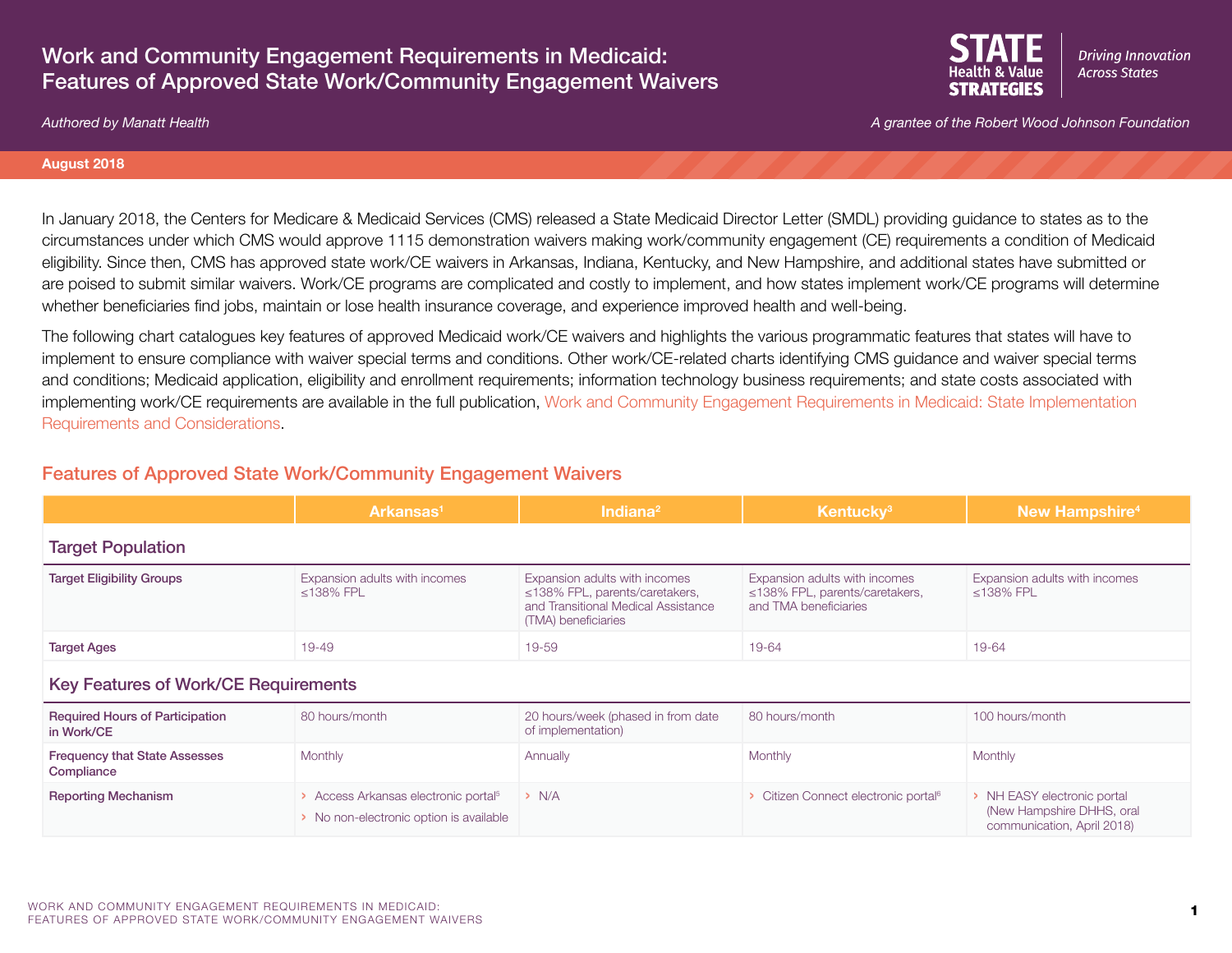# Work and Community Engagement Requirements in Medicaid: Features of Approved State Work/Community Engagement Waivers

*Authored by Manatt Health*

STATE Health & Value STRATEGIES — *Driving Innovation Across States*

*A grantee of the Robert Wood Johnson Foundation*

**August 2018**

In January 2018, the Centers for Medicare & Medicaid Services (CMS) released a State Medicaid Director Letter (SMDL) providing guidance to states as to the circumstances under which CMS would approve 1115 demonstration waivers making work/community engagement (CE) requirements a condition of Medicaid eligibility. Since then, CMS has approved state work/CE waivers in Arkansas, Indiana, Kentucky, and New Hampshire, and additional states have submitted or are poised to submit similar waivers. Work/CE programs are complicated and costly to implement, and how states implement work/CE programs will determine whether beneficiaries find jobs, maintain or lose health insurance coverage, and experience improved health and well-being.

The following chart catalogues key features of approved Medicaid work/CE waivers and highlights the various programmatic features that states will have to implement to ensure compliance with waiver special terms and conditions. Other work/CE-related charts identifying CMS guidance and waiver special terms and conditions; Medicaid application, eligibility and enrollment requirements; information technology business requirements; and state costs associated with implementing work/CE requirements are available in the full publication, Work and Community Engagement Requirements in Medicaid: State Implementation Requirements and Considerations.

## Features of Approved State Work/Community Engagement Waivers

| | Arkansas[1] | Indiana[2] | Kentucky[3] | New Hampshire[4] |
|---|---|---|---|---|
| **Target Population** | | | | |
| **Target Eligibility Groups** | Expansion adults with incomes ≤138% FPL | Expansion adults with incomes ≤138% FPL, parents/caretakers, and Transitional Medical Assistance (TMA) beneficiaries | Expansion adults with incomes ≤138% FPL, parents/caretakers, and TMA beneficiaries | Expansion adults with incomes ≤138% FPL |
| **Target Ages** | 19-49 | 19-59 | 19-64 | 19-64 |
| **Key Features of Work/CE Requirements** | | | | |
| **Required Hours of Participation in Work/CE** | 80 hours/month | 20 hours/week (phased in from date of implementation) | 80 hours/month | 100 hours/month |
| **Frequency that State Assesses Compliance** | Monthly | Annually | Monthly | Monthly |
| **Reporting Mechanism** | › Access Arkansas electronic portal[5]<br>› No non-electronic option is available | › N/A | › Citizen Connect electronic portal[6] | › NH EASY electronic portal (New Hampshire DHHS, oral communication, April 2018) |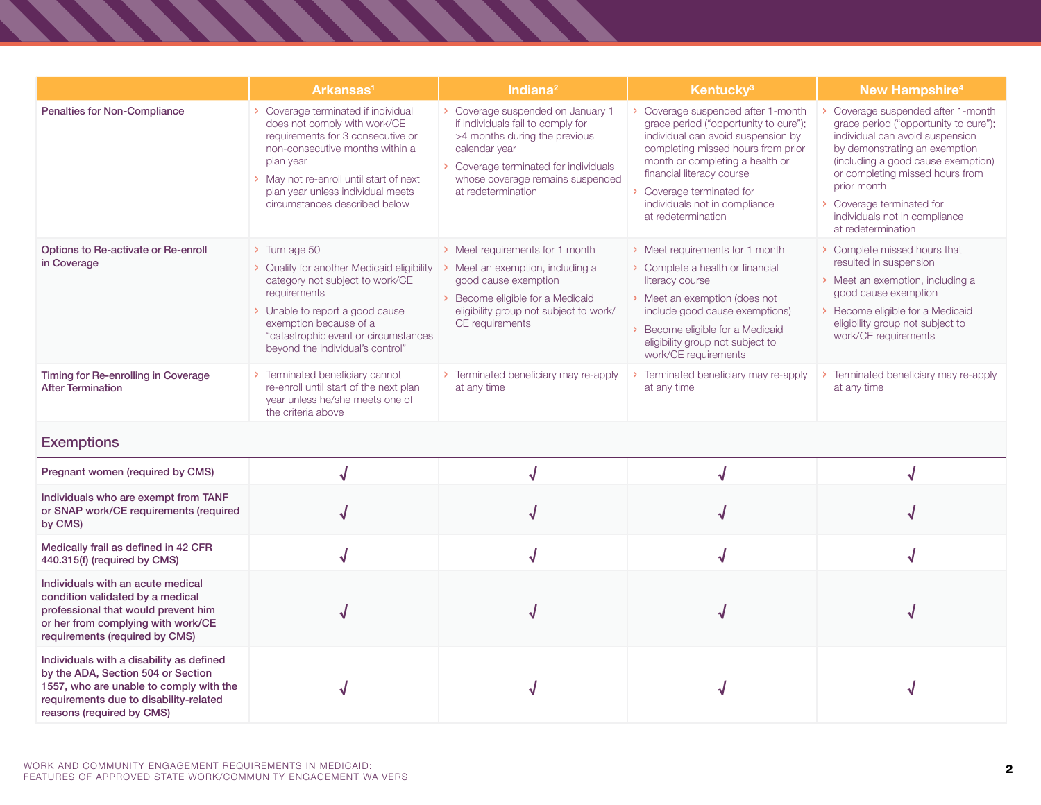| | Arkansas[1] | Indiana[2] | Kentucky[3] | New Hampshire[4] |
|---|---|---|---|---|
| **Penalties for Non-Compliance** | › Coverage terminated if individual does not comply with work/CE requirements for 3 consecutive or non-consecutive months within a plan year<br>› May not re-enroll until start of next plan year unless individual meets circumstances described below | › Coverage suspended on January 1 if individuals fail to comply for >4 months during the previous calendar year<br>› Coverage terminated for individuals whose coverage remains suspended at redetermination | › Coverage suspended after 1-month grace period ("opportunity to cure"); individual can avoid suspension by completing missed hours from prior month or completing a health or financial literacy course<br>› Coverage terminated for individuals not in compliance at redetermination | › Coverage suspended after 1-month grace period ("opportunity to cure"); individual can avoid suspension by demonstrating an exemption (including a good cause exemption) or completing missed hours from prior month<br>› Coverage terminated for individuals not in compliance at redetermination |
| **Options to Re-activate or Re-enroll in Coverage** | › Turn age 50<br>› Qualify for another Medicaid eligibility category not subject to work/CE requirements<br>› Unable to report a good cause exemption because of a "catastrophic event or circumstances beyond the individual's control" | › Meet requirements for 1 month<br>› Meet an exemption, including a good cause exemption<br>› Become eligible for a Medicaid eligibility group not subject to work/ CE requirements | › Meet requirements for 1 month<br>› Complete a health or financial literacy course<br>› Meet an exemption (does not include good cause exemptions)<br>› Become eligible for a Medicaid eligibility group not subject to work/CE requirements | › Complete missed hours that resulted in suspension<br>› Meet an exemption, including a good cause exemption<br>› Become eligible for a Medicaid eligibility group not subject to work/CE requirements |
| **Timing for Re-enrolling in Coverage After Termination** | › Terminated beneficiary cannot re-enroll until start of the next plan year unless he/she meets one of the criteria above | › Terminated beneficiary may re-apply at any time | › Terminated beneficiary may re-apply at any time | › Terminated beneficiary may re-apply at any time |
| **Exemptions** | | | | |
| **Pregnant women (required by CMS)** | √ | √ | √ | √ |
| **Individuals who are exempt from TANF or SNAP work/CE requirements (required by CMS)** | √ | √ | √ | √ |
| **Medically frail as defined in 42 CFR 440.315(f) (required by CMS)** | √ | √ | √ | √ |
| **Individuals with an acute medical condition validated by a medical professional that would prevent him or her from complying with work/CE requirements (required by CMS)** | √ | √ | √ | √ |
| **Individuals with a disability as defined by the ADA, Section 504 or Section 1557, who are unable to comply with the requirements due to disability-related reasons (required by CMS)** | √ | √ | √ | √ |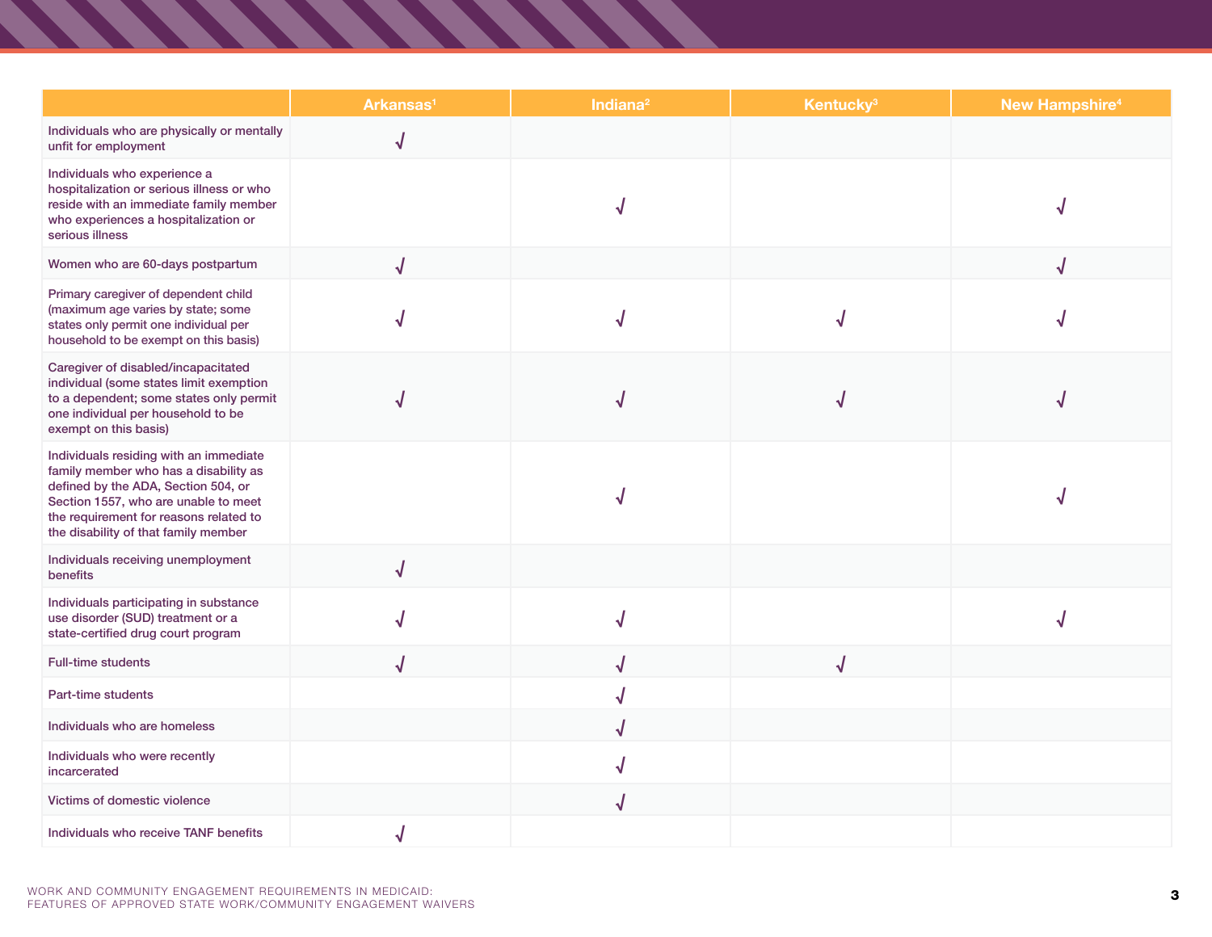| | Arkansas[1] | Indiana[2] | Kentucky[3] | New Hampshire[4] |
|---|---|---|---|---|
| Individuals who are physically or mentally unfit for employment | √ | | | |
| Individuals who experience a hospitalization or serious illness or who reside with an immediate family member who experiences a hospitalization or serious illness | | √ | | √ |
| Women who are 60-days postpartum | √ | | | √ |
| Primary caregiver of dependent child (maximum age varies by state; some states only permit one individual per household to be exempt on this basis) | √ | √ | √ | √ |
| Caregiver of disabled/incapacitated individual (some states limit exemption to a dependent; some states only permit one individual per household to be exempt on this basis) | √ | √ | √ | √ |
| Individuals residing with an immediate family member who has a disability as defined by the ADA, Section 504, or Section 1557, who are unable to meet the requirement for reasons related to the disability of that family member | | √ | | √ |
| Individuals receiving unemployment benefits | √ | | | |
| Individuals participating in substance use disorder (SUD) treatment or a state-certified drug court program | √ | √ | | √ |
| Full-time students | √ | √ | √ | |
| Part-time students | | √ | | |
| Individuals who are homeless | | √ | | |
| Individuals who were recently incarcerated | | √ | | |
| Victims of domestic violence | | √ | | |
| Individuals who receive TANF benefits | √ | | | |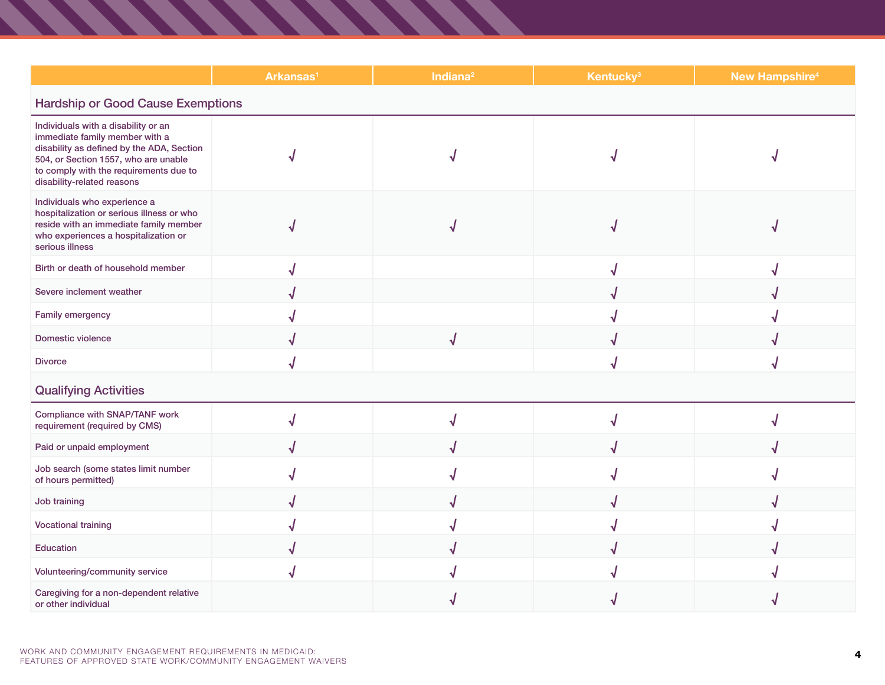| | Arkansas[1] | Indiana[2] | Kentucky[3] | New Hampshire[4] |
|---|---|---|---|---|
| **Hardship or Good Cause Exemptions** | | | | |
| Individuals with a disability or an immediate family member with a disability as defined by the ADA, Section 504, or Section 1557, who are unable to comply with the requirements due to disability-related reasons | √ | √ | √ | √ |
| Individuals who experience a hospitalization or serious illness or who reside with an immediate family member who experiences a hospitalization or serious illness | √ | √ | √ | √ |
| Birth or death of household member | √ | | √ | √ |
| Severe inclement weather | √ | | √ | √ |
| Family emergency | √ | | √ | √ |
| Domestic violence | √ | √ | √ | √ |
| Divorce | √ | | √ | √ |
| **Qualifying Activities** | | | | |
| Compliance with SNAP/TANF work requirement (required by CMS) | √ | √ | √ | √ |
| Paid or unpaid employment | √ | √ | √ | √ |
| Job search (some states limit number of hours permitted) | √ | √ | √ | √ |
| Job training | √ | √ | √ | √ |
| Vocational training | √ | √ | √ | √ |
| Education | √ | √ | √ | √ |
| Volunteering/community service | √ | √ | √ | √ |
| Caregiving for a non-dependent relative or other individual | | √ | √ | √ |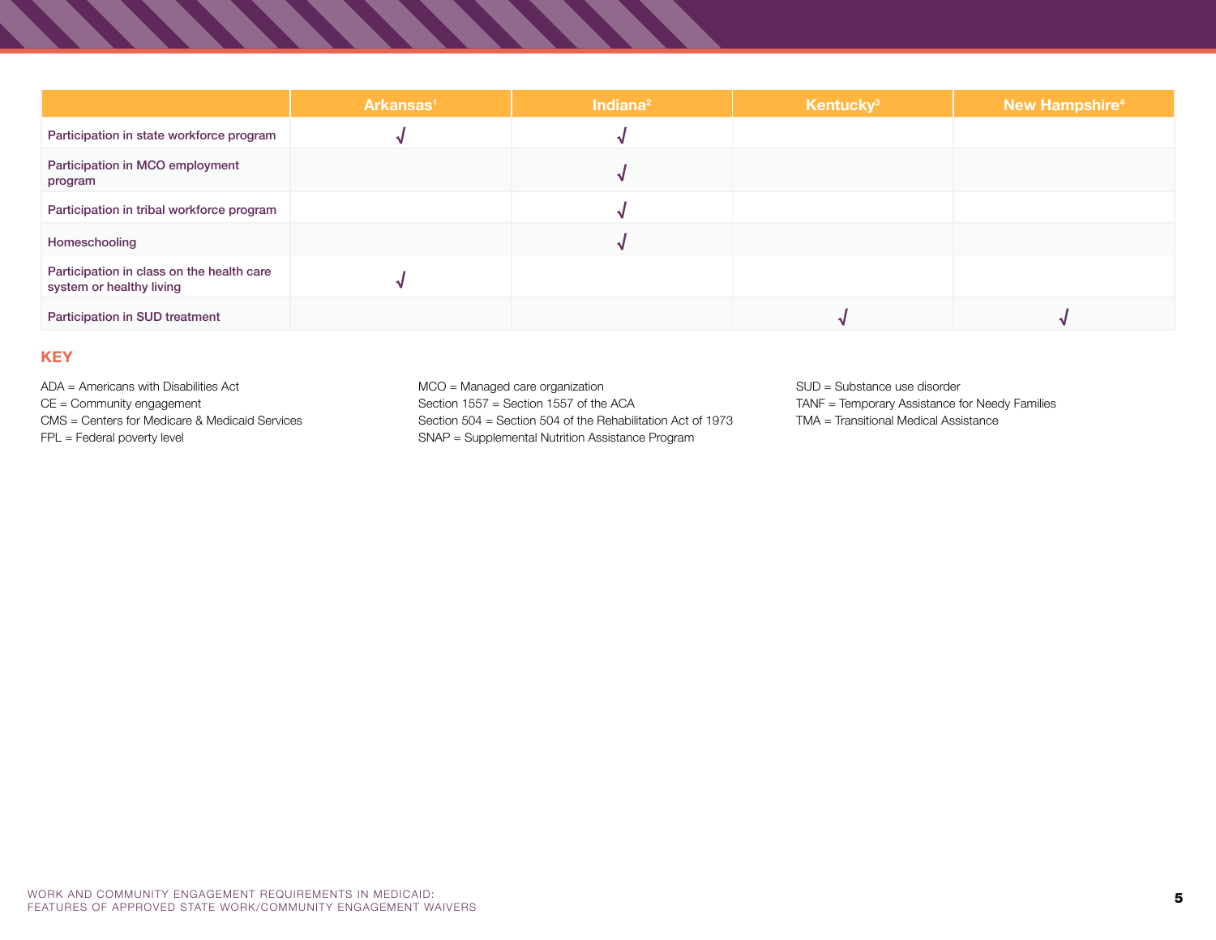| | Arkansas[1] | Indiana[2] | Kentucky[3] | New Hampshire[4] |
|---|---|---|---|---|
| Participation in state workforce program | √ | √ | | |
| Participation in MCO employment program | | √ | | |
| Participation in tribal workforce program | | √ | | |
| Homeschooling | | √ | | |
| Participation in class on the health care system or healthy living | √ | | | |
| Participation in SUD treatment | | | √ | √ |

## KEY

ADA = Americans with Disabilities Act
CE = Community engagement
CMS = Centers for Medicare & Medicaid Services
FPL = Federal poverty level

MCO = Managed care organization
Section 1557 = Section 1557 of the ACA
Section 504 = Section 504 of the Rehabilitation Act of 1973
SNAP = Supplemental Nutrition Assistance Program

SUD = Substance use disorder
TANF = Temporary Assistance for Needy Families
TMA = Transitional Medical Assistance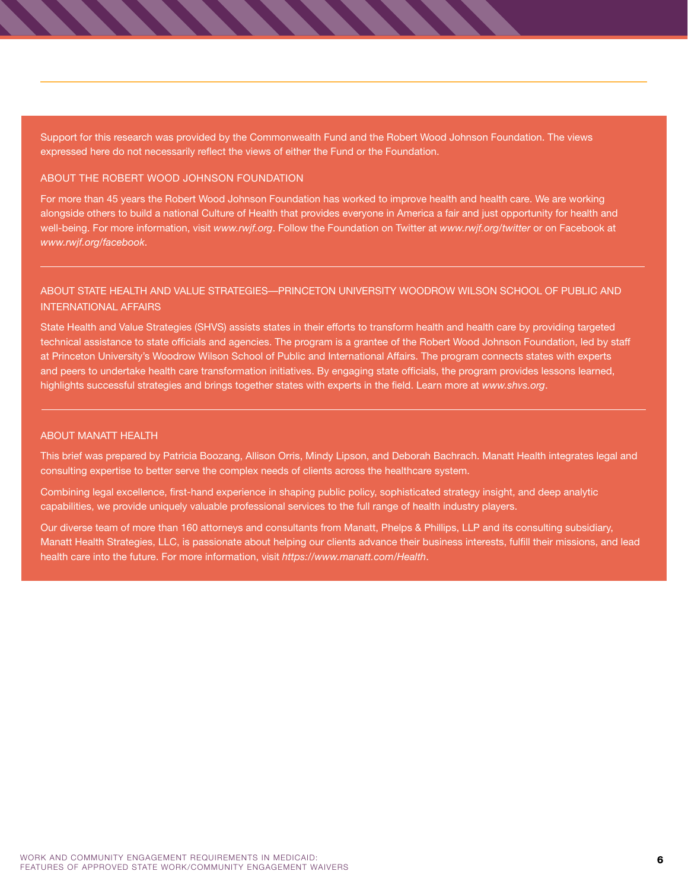Support for this research was provided by the Commonwealth Fund and the Robert Wood Johnson Foundation. The views expressed here do not necessarily reflect the views of either the Fund or the Foundation.

## ABOUT THE ROBERT WOOD JOHNSON FOUNDATION

For more than 45 years the Robert Wood Johnson Foundation has worked to improve health and health care. We are working alongside others to build a national Culture of Health that provides everyone in America a fair and just opportunity for health and well-being. For more information, visit *www.rwjf.org*. Follow the Foundation on Twitter at *www.rwjf.org/twitter* or on Facebook at *www.rwjf.org/facebook*.

## ABOUT STATE HEALTH AND VALUE STRATEGIES—PRINCETON UNIVERSITY WOODROW WILSON SCHOOL OF PUBLIC AND INTERNATIONAL AFFAIRS

State Health and Value Strategies (SHVS) assists states in their efforts to transform health and health care by providing targeted technical assistance to state officials and agencies. The program is a grantee of the Robert Wood Johnson Foundation, led by staff at Princeton University's Woodrow Wilson School of Public and International Affairs. The program connects states with experts and peers to undertake health care transformation initiatives. By engaging state officials, the program provides lessons learned, highlights successful strategies and brings together states with experts in the field. Learn more at *www.shvs.org*.

## ABOUT MANATT HEALTH

This brief was prepared by Patricia Boozang, Allison Orris, Mindy Lipson, and Deborah Bachrach. Manatt Health integrates legal and consulting expertise to better serve the complex needs of clients across the healthcare system.

Combining legal excellence, first-hand experience in shaping public policy, sophisticated strategy insight, and deep analytic capabilities, we provide uniquely valuable professional services to the full range of health industry players.

Our diverse team of more than 160 attorneys and consultants from Manatt, Phelps & Phillips, LLP and its consulting subsidiary, Manatt Health Strategies, LLC, is passionate about helping our clients advance their business interests, fulfill their missions, and lead health care into the future. For more information, visit *https://www.manatt.com/Health*.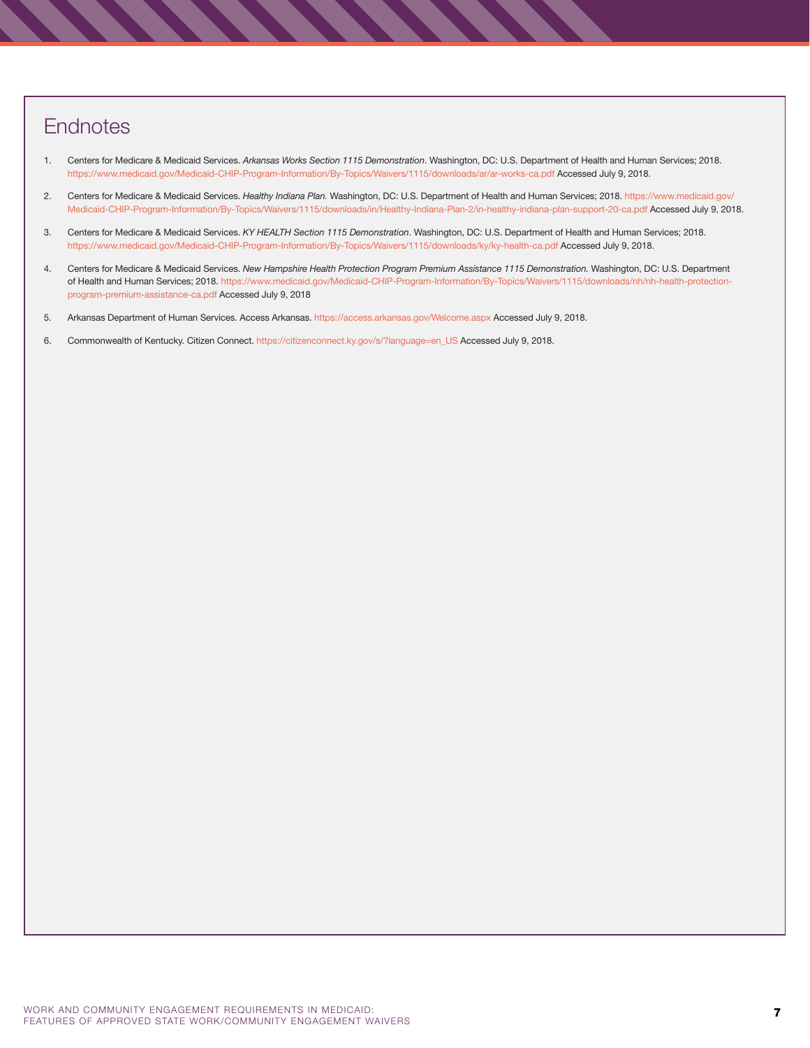## Endnotes

1. Centers for Medicare & Medicaid Services. *Arkansas Works Section 1115 Demonstration*. Washington, DC: U.S. Department of Health and Human Services; 2018. https://www.medicaid.gov/Medicaid-CHIP-Program-Information/By-Topics/Waivers/1115/downloads/ar/ar-works-ca.pdf Accessed July 9, 2018.

2. Centers for Medicare & Medicaid Services. *Healthy Indiana Plan.* Washington, DC: U.S. Department of Health and Human Services; 2018. https://www.medicaid.gov/Medicaid-CHIP-Program-Information/By-Topics/Waivers/1115/downloads/in/Healthy-Indiana-Plan-2/in-healthy-indiana-plan-support-20-ca.pdf Accessed July 9, 2018.

3. Centers for Medicare & Medicaid Services. *KY HEALTH Section 1115 Demonstration*. Washington, DC: U.S. Department of Health and Human Services; 2018. https://www.medicaid.gov/Medicaid-CHIP-Program-Information/By-Topics/Waivers/1115/downloads/ky/ky-health-ca.pdf Accessed July 9, 2018.

4. Centers for Medicare & Medicaid Services. *New Hampshire Health Protection Program Premium Assistance 1115 Demonstration.* Washington, DC: U.S. Department of Health and Human Services; 2018. https://www.medicaid.gov/Medicaid-CHIP-Program-Information/By-Topics/Waivers/1115/downloads/nh/nh-health-protection-program-premium-assistance-ca.pdf Accessed July 9, 2018

5. Arkansas Department of Human Services. Access Arkansas. https://access.arkansas.gov/Welcome.aspx Accessed July 9, 2018.

6. Commonwealth of Kentucky. Citizen Connect. https://citizenconnect.ky.gov/s/?language=en_US Accessed July 9, 2018.